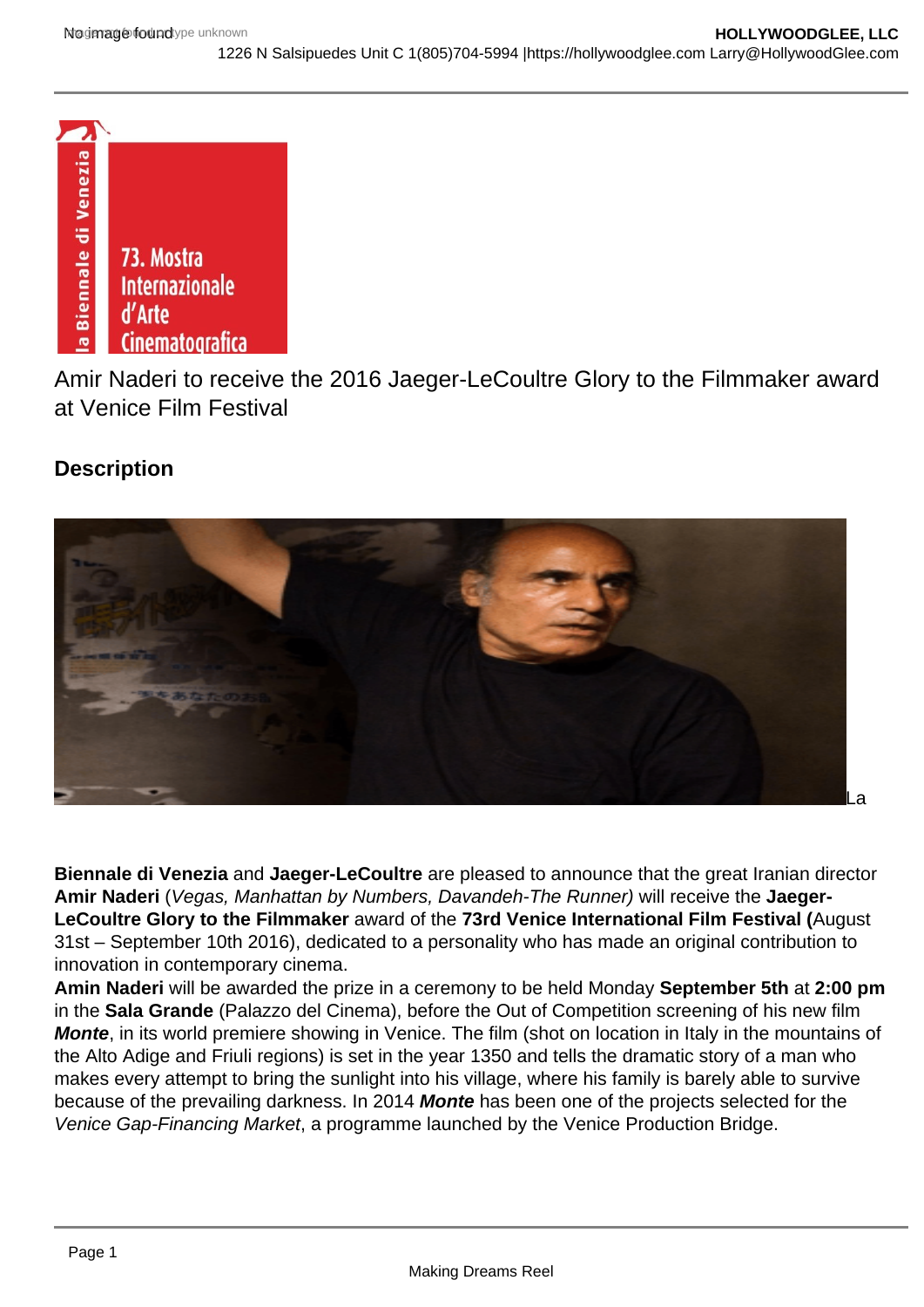Amir Naderi to receive the 2016 Jaeger-LeCoultre Glory to the Filmmaker award at Venice Film Festival

## Description

La **Biennale di Venezia** and **Jaeger-LeCoultre** are pleased to announce that the great Iranian director **Amir Naderi** (*Vegas, Manhattan by Numbers, Davandeh-The Runner)* will receive the **Jaeger-LeCoultre Glory to the Filmmaker** award of the **73rd Venice International Film Festival (**August 31st – September 10th 2016), dedicated to a personality who has made an original contribution to innovation in contemporary cinema.

**Amin Naderi** will be awarded the prize in a ceremony to be held Monday **September 5th** at **2:00 pm** in the **Sala Grande** (Palazzo del Cinema), before the Out of Competition screening of his new film ***Monte***, in its world premiere showing in Venice. The film (shot on location in Italy in the mountains of the Alto Adige and Friuli regions) is set in the year 1350 and tells the dramatic story of a man who makes every attempt to bring the sunlight into his village, where his family is barely able to survive because of the prevailing darkness. In 2014 ***Monte*** has been one of the projects selected for the *Venice Gap-Financing Market*, a programme launched by the Venice Production Bridge.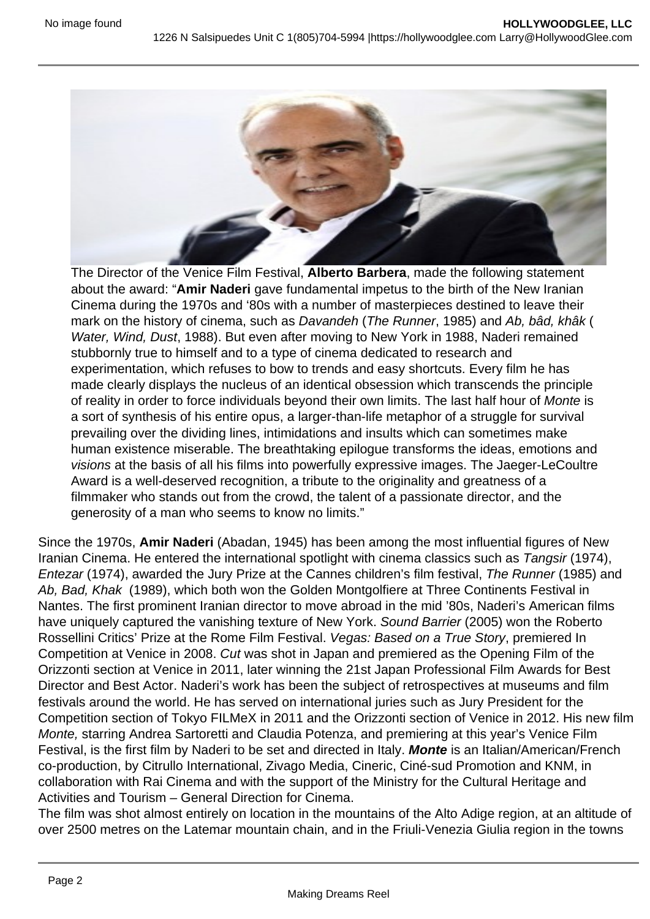The Director of the Venice Film Festival, **Alberto Barbera**, made the following statement about the award: "**Amir Naderi** gave fundamental impetus to the birth of the New Iranian Cinema during the 1970s and '80s with a number of masterpieces destined to leave their mark on the history of cinema, such as *Davandeh* (*The Runner*, 1985) and *Ab, bâd, khâk* (*Water, Wind, Dust*, 1988). But even after moving to New York in 1988, Naderi remained stubbornly true to himself and to a type of cinema dedicated to research and experimentation, which refuses to bow to trends and easy shortcuts. Every film he has made clearly displays the nucleus of an identical obsession which transcends the principle of reality in order to force individuals beyond their own limits. The last half hour of *Monte* is a sort of synthesis of his entire opus, a larger-than-life metaphor of a struggle for survival prevailing over the dividing lines, intimidations and insults which can sometimes make human existence miserable. The breathtaking epilogue transforms the ideas, emotions and *visions* at the basis of all his films into powerfully expressive images. The Jaeger-LeCoultre Award is a well-deserved recognition, a tribute to the originality and greatness of a filmmaker who stands out from the crowd, the talent of a passionate director, and the generosity of a man who seems to know no limits."

Since the 1970s, **Amir Naderi** (Abadan, 1945) has been among the most influential figures of New Iranian Cinema. He entered the international spotlight with cinema classics such as *Tangsir* (1974), *Entezar* (1974), awarded the Jury Prize at the Cannes children's film festival, *The Runner* (1985) and *Ab, Bad, Khak* (1989), which both won the Golden Montgolfiere at Three Continents Festival in Nantes. The first prominent Iranian director to move abroad in the mid '80s, Naderi's American films have uniquely captured the vanishing texture of New York. *Sound Barrier* (2005) won the Roberto Rossellini Critics' Prize at the Rome Film Festival. *Vegas: Based on a True Story*, premiered In Competition at Venice in 2008. *Cut* was shot in Japan and premiered as the Opening Film of the Orizzonti section at Venice in 2011, later winning the 21st Japan Professional Film Awards for Best Director and Best Actor. Naderi's work has been the subject of retrospectives at museums and film festivals around the world. He has served on international juries such as Jury President for the Competition section of Tokyo FILMeX in 2011 and the Orizzonti section of Venice in 2012. His new film *Monte,* starring Andrea Sartoretti and Claudia Potenza, and premiering at this year's Venice Film Festival, is the first film by Naderi to be set and directed in Italy. ***Monte*** is an Italian/American/French co-production, by Citrullo International, Zivago Media, Cineric, Ciné-sud Promotion and KNM, in collaboration with Rai Cinema and with the support of the Ministry for the Cultural Heritage and Activities and Tourism – General Direction for Cinema.

The film was shot almost entirely on location in the mountains of the Alto Adige region, at an altitude of over 2500 metres on the Latemar mountain chain, and in the Friuli-Venezia Giulia region in the towns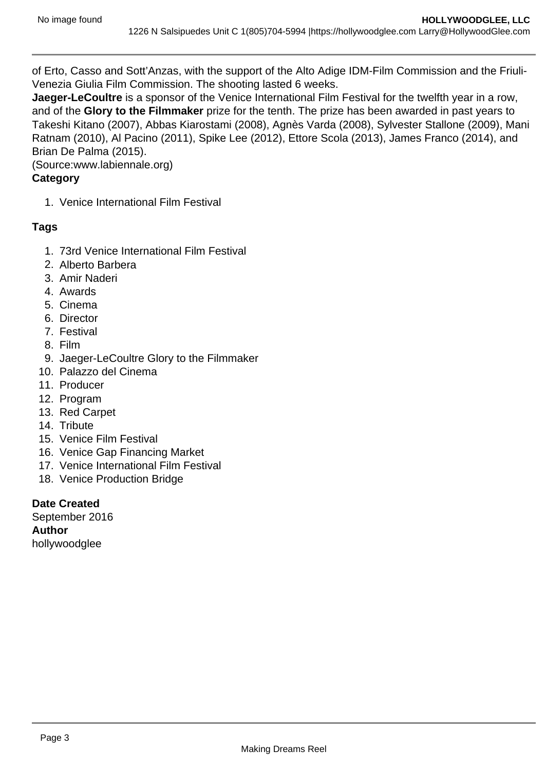of Erto, Casso and Sott'Anzas, with the support of the Alto Adige IDM-Film Commission and the Friuli-Venezia Giulia Film Commission. The shooting lasted 6 weeks.

**Jaeger-LeCoultre** is a sponsor of the Venice International Film Festival for the twelfth year in a row, and of the **Glory to the Filmmaker** prize for the tenth. The prize has been awarded in past years to Takeshi Kitano (2007), Abbas Kiarostami (2008), Agnès Varda (2008), Sylvester Stallone (2009), Mani Ratnam (2010), Al Pacino (2011), Spike Lee (2012), Ettore Scola (2013), James Franco (2014), and Brian De Palma (2015).

(Source:www.labiennale.org)

**Category**

1. Venice International Film Festival

**Tags**

1. 73rd Venice International Film Festival
2. Alberto Barbera
3. Amir Naderi
4. Awards
5. Cinema
6. Director
7. Festival
8. Film
9. Jaeger-LeCoultre Glory to the Filmmaker
10. Palazzo del Cinema
11. Producer
12. Program
13. Red Carpet
14. Tribute
15. Venice Film Festival
16. Venice Gap Financing Market
17. Venice International Film Festival
18. Venice Production Bridge

**Date Created**

September 2016

**Author**

hollywoodglee